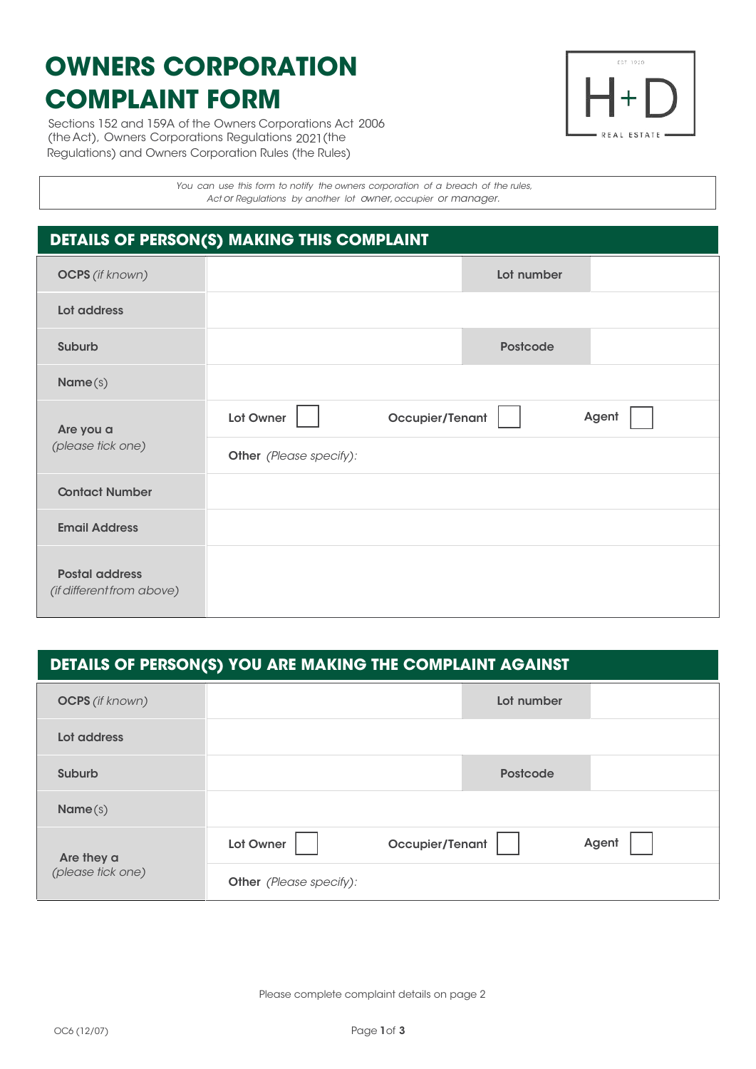# OWNERS CORPORATION COMPLAINT FORM

Sections 152 and 159A of the Owners Corporations Act 2006 (the Act), Owners Corporations Regulations 2021 (the Regulations) and Owners Corporation Rules (the Rules)

H+D REAL ESTATE EST 1920

*You can use this form to notify the owners corporation of a breach of the rules, Act or Regulations by another lot owner, occupier or manager.*

## DETAILS OF PERSON(S) MAKING THIS COMPLAINT

| | | | |
|---|---|---|---|
| **OCPS** *(if known)* | | **Lot number** | |
| **Lot address** | | | |
| **Suburb** | | **Postcode** | |
| **Name**(s) | | | |
| **Are you a** *(please tick one)* | **Lot Owner** ☐ | **Occupier/Tenant** ☐ | **Agent** ☐ |
| | **Other** *(Please specify):* | | |
| **Contact Number** | | | |
| **Email Address** | | | |
| **Postal address** *(if different from above)* | | | |

## DETAILS OF PERSON(S) YOU ARE MAKING THE COMPLAINT AGAINST

| | | | |
|---|---|---|---|
| **OCPS** *(if known)* | | **Lot number** | |
| **Lot address** | | | |
| **Suburb** | | **Postcode** | |
| **Name**(s) | | | |
| **Are they a** *(please tick one)* | **Lot Owner** ☐ | **Occupier/Tenant** ☐ | **Agent** ☐ |
| | **Other** *(Please specify):* | | |

Please complete complaint details on page 2

OC6 (12/07)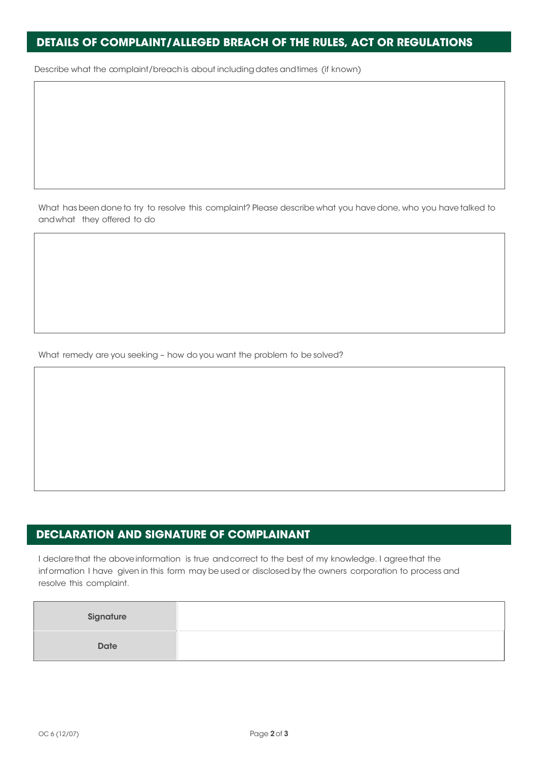## DETAILS OF COMPLAINT/ALLEGED BREACH OF THE RULES, ACT OR REGULATIONS

Describe what the complaint/breach is about including dates and times (if known)

What has been done to try to resolve this complaint? Please describe what you have done, who you have talked to and what they offered to do

What remedy are you seeking – how do you want the problem to be solved?

## DECLARATION AND SIGNATURE OF COMPLAINANT

I declare that the above information is true and correct to the best of my knowledge. I agree that the information I have given in this form may be used or disclosed by the owners corporation to process and resolve this complaint.

| Signature | |
|---|---|
| Date | |

OC 6 (12/07)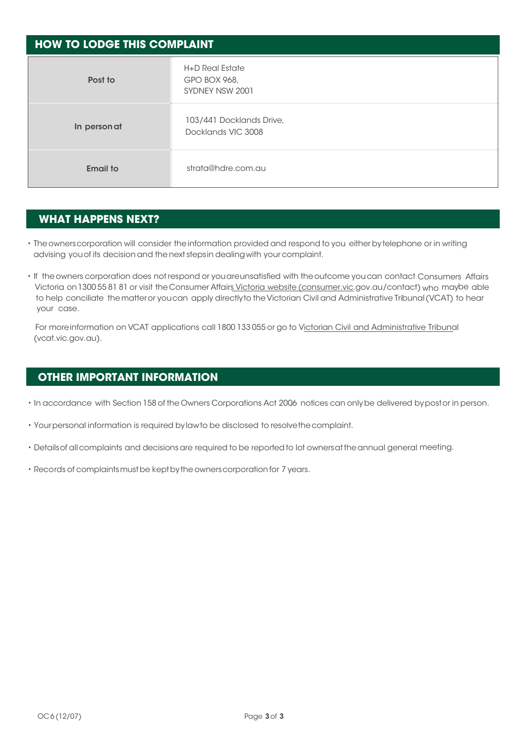## HOW TO LODGE THIS COMPLAINT

| | |
|---|---|
| **Post to** | H+D Real Estate<br>GPO BOX 968,<br>SYDNEY NSW 2001 |
| **In person at** | 103/441 Docklands Drive,<br>Docklands VIC 3008 |
| **Email to** | strata@hdre.com.au |

## WHAT HAPPENS NEXT?

- The owners corporation will consider the information provided and respond to you either by telephone or in writing advising you of its decision and the next steps in dealing with your complaint.
- If the owners corporation does not respond or you are unsatisfied with the outcome you can contact Consumers Affairs Victoria on 1300 55 81 81 or visit the Consumer Affairs Victoria website (consumer.vic.gov.au/contact) who may be able to help conciliate the matter or you can apply directly to the Victorian Civil and Administrative Tribunal (VCAT) to hear your case.

  For more information on VCAT applications call 1800 133 055 or go to Victorian Civil and Administrative Tribunal (vcat.vic.gov.au).

## OTHER IMPORTANT INFORMATION

- In accordance with Section 158 of the Owners Corporations Act 2006 notices can only be delivered by post or in person.
- Your personal information is required by law to be disclosed to resolve the complaint.
- Details of all complaints and decisions are required to be reported to lot owners at the annual general meeting.
- Records of complaints must be kept by the owners corporation for 7 years.

OC6 (12/07)